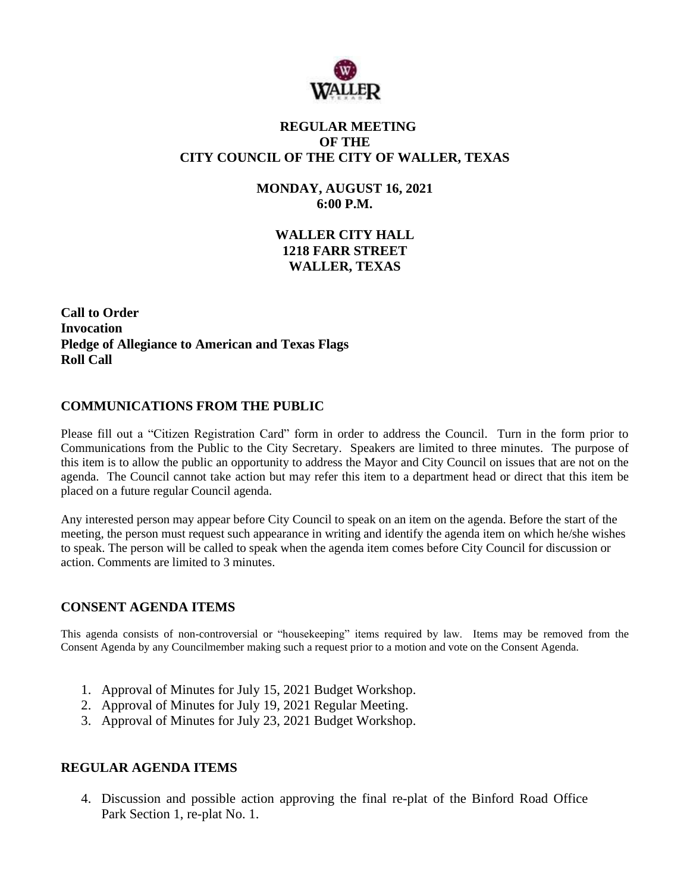# REGULAR MEETING
# OF THE
# CITY COUNCIL OF THE CITY OF WALLER, TEXAS

**MONDAY, AUGUST 16, 2021**
**6:00 P.M.**

**WALLER CITY HALL**
**1218 FARR STREET**
**WALLER, TEXAS**

**Call to Order**
**Invocation**
**Pledge of Allegiance to American and Texas Flags**
**Roll Call**

## COMMUNICATIONS FROM THE PUBLIC

Please fill out a "Citizen Registration Card" form in order to address the Council. Turn in the form prior to Communications from the Public to the City Secretary. Speakers are limited to three minutes. The purpose of this item is to allow the public an opportunity to address the Mayor and City Council on issues that are not on the agenda. The Council cannot take action but may refer this item to a department head or direct that this item be placed on a future regular Council agenda.

Any interested person may appear before City Council to speak on an item on the agenda. Before the start of the meeting, the person must request such appearance in writing and identify the agenda item on which he/she wishes to speak. The person will be called to speak when the agenda item comes before City Council for discussion or action. Comments are limited to 3 minutes.

## CONSENT AGENDA ITEMS

This agenda consists of non-controversial or "housekeeping" items required by law. Items may be removed from the Consent Agenda by any Councilmember making such a request prior to a motion and vote on the Consent Agenda.

1. Approval of Minutes for July 15, 2021 Budget Workshop.
2. Approval of Minutes for July 19, 2021 Regular Meeting.
3. Approval of Minutes for July 23, 2021 Budget Workshop.

## REGULAR AGENDA ITEMS

4. Discussion and possible action approving the final re-plat of the Binford Road Office Park Section 1, re-plat No. 1.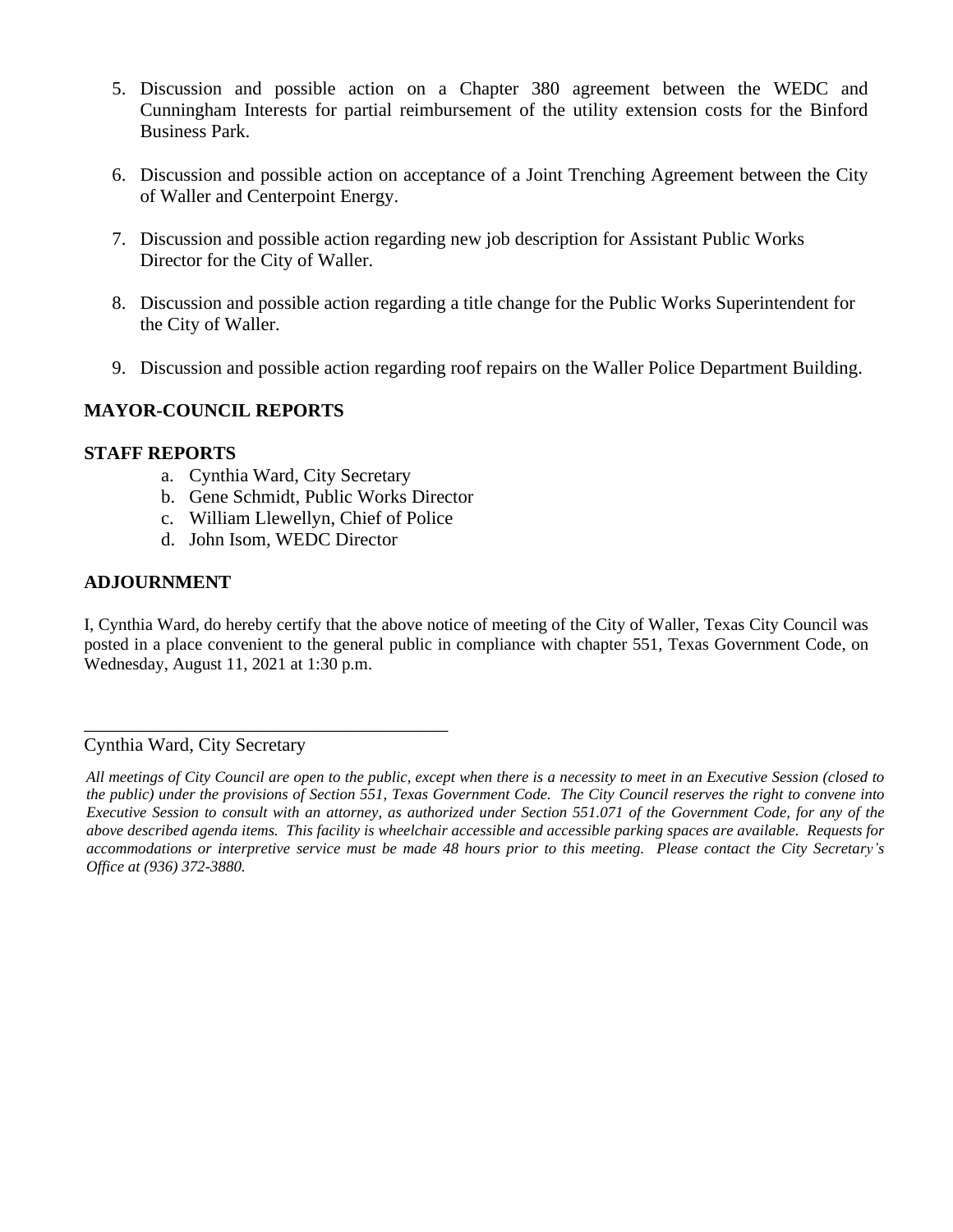5. Discussion and possible action on a Chapter 380 agreement between the WEDC and Cunningham Interests for partial reimbursement of the utility extension costs for the Binford Business Park.

6. Discussion and possible action on acceptance of a Joint Trenching Agreement between the City of Waller and Centerpoint Energy.

7. Discussion and possible action regarding new job description for Assistant Public Works Director for the City of Waller.

8. Discussion and possible action regarding a title change for the Public Works Superintendent for the City of Waller.

9. Discussion and possible action regarding roof repairs on the Waller Police Department Building.

**MAYOR-COUNCIL REPORTS**

**STAFF REPORTS**

a. Cynthia Ward, City Secretary
b. Gene Schmidt, Public Works Director
c. William Llewellyn, Chief of Police
d. John Isom, WEDC Director

**ADJOURNMENT**

I, Cynthia Ward, do hereby certify that the above notice of meeting of the City of Waller, Texas City Council was posted in a place convenient to the general public in compliance with chapter 551, Texas Government Code, on Wednesday, August 11, 2021 at 1:30 p.m.

\_\_\_\_\_\_\_\_\_\_\_\_\_\_\_\_\_\_\_\_\_\_\_\_\_\_\_\_\_\_\_\_\_\_\_\_\_\_\_\_\_\_
Cynthia Ward, City Secretary

*All meetings of City Council are open to the public, except when there is a necessity to meet in an Executive Session (closed to the public) under the provisions of Section 551, Texas Government Code. The City Council reserves the right to convene into Executive Session to consult with an attorney, as authorized under Section 551.071 of the Government Code, for any of the above described agenda items. This facility is wheelchair accessible and accessible parking spaces are available. Requests for accommodations or interpretive service must be made 48 hours prior to this meeting. Please contact the City Secretary's Office at (936) 372-3880.*